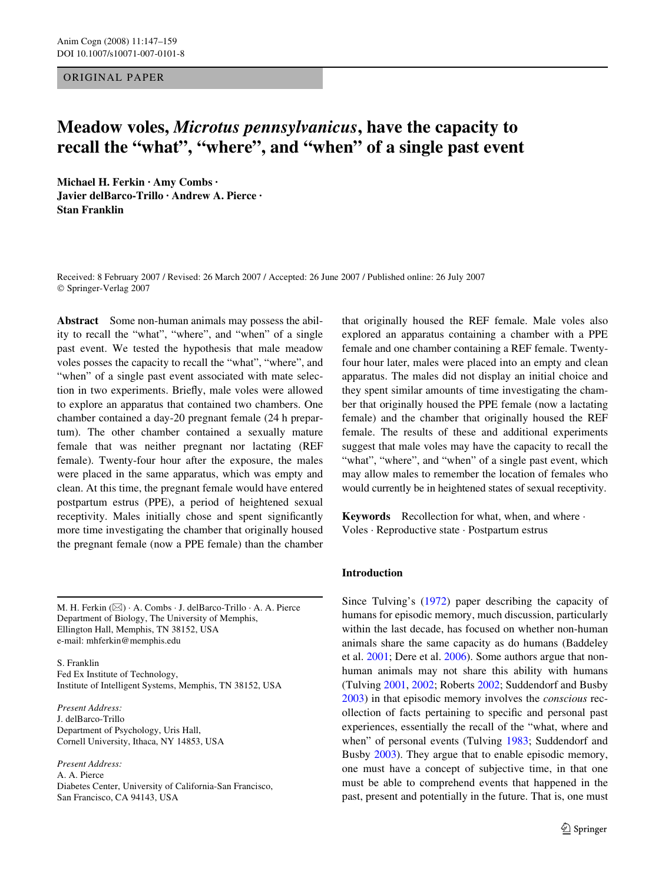ORIGINAL PAPER

# Meadow voles, *Microtus pennsylvanicus*, have the capacity to recall the "what", "where", and "when" of a single past event

**Michael H. Ferkin · Amy Combs · Javier delBarco-Trillo · Andrew A. Pierce · Stan Franklin**

Received: 8 February 2007 / Revised: 26 March 2007 / Accepted: 26 June 2007 / Published online: 26 July 2007
© Springer-Verlag 2007

**Abstract** Some non-human animals may possess the ability to recall the "what", "where", and "when" of a single past event. We tested the hypothesis that male meadow voles posses the capacity to recall the "what", "where", and "when" of a single past event associated with mate selection in two experiments. Briefly, male voles were allowed to explore an apparatus that contained two chambers. One chamber contained a day-20 pregnant female (24 h prepartum). The other chamber contained a sexually mature female that was neither pregnant nor lactating (REF female). Twenty-four hour after the exposure, the males were placed in the same apparatus, which was empty and clean. At this time, the pregnant female would have entered postpartum estrus (PPE), a period of heightened sexual receptivity. Males initially chose and spent significantly more time investigating the chamber that originally housed the pregnant female (now a PPE female) than the chamber that originally housed the REF female. Male voles also explored an apparatus containing a chamber with a PPE female and one chamber containing a REF female. Twenty-four hour later, males were placed into an empty and clean apparatus. The males did not display an initial choice and they spent similar amounts of time investigating the chamber that originally housed the PPE female (now a lactating female) and the chamber that originally housed the REF female. The results of these and additional experiments suggest that male voles may have the capacity to recall the "what", "where", and "when" of a single past event, which may allow males to remember the location of females who would currently be in heightened states of sexual receptivity.

**Keywords** Recollection for what, when, and where · Voles · Reproductive state · Postpartum estrus

M. H. Ferkin (✉) · A. Combs · J. delBarco-Trillo · A. A. Pierce
Department of Biology, The University of Memphis, Ellington Hall, Memphis, TN 38152, USA
e-mail: mhferkin@memphis.edu

S. Franklin
Fed Ex Institute of Technology, Institute of Intelligent Systems, Memphis, TN 38152, USA

*Present Address:*
J. delBarco-Trillo
Department of Psychology, Uris Hall, Cornell University, Ithaca, NY 14853, USA

*Present Address:*
A. A. Pierce
Diabetes Center, University of California-San Francisco, San Francisco, CA 94143, USA

## Introduction

Since Tulving's (1972) paper describing the capacity of humans for episodic memory, much discussion, particularly within the last decade, has focused on whether non-human animals share the same capacity as do humans (Baddeley et al. 2001; Dere et al. 2006). Some authors argue that non-human animals may not share this ability with humans (Tulving 2001, 2002; Roberts 2002; Suddendorf and Busby 2003) in that episodic memory involves the *conscious* recollection of facts pertaining to specific and personal past experiences, essentially the recall of the "what, where and when" of personal events (Tulving 1983; Suddendorf and Busby 2003). They argue that to enable episodic memory, one must have a concept of subjective time, in that one must be able to comprehend events that happened in the past, present and potentially in the future. That is, one must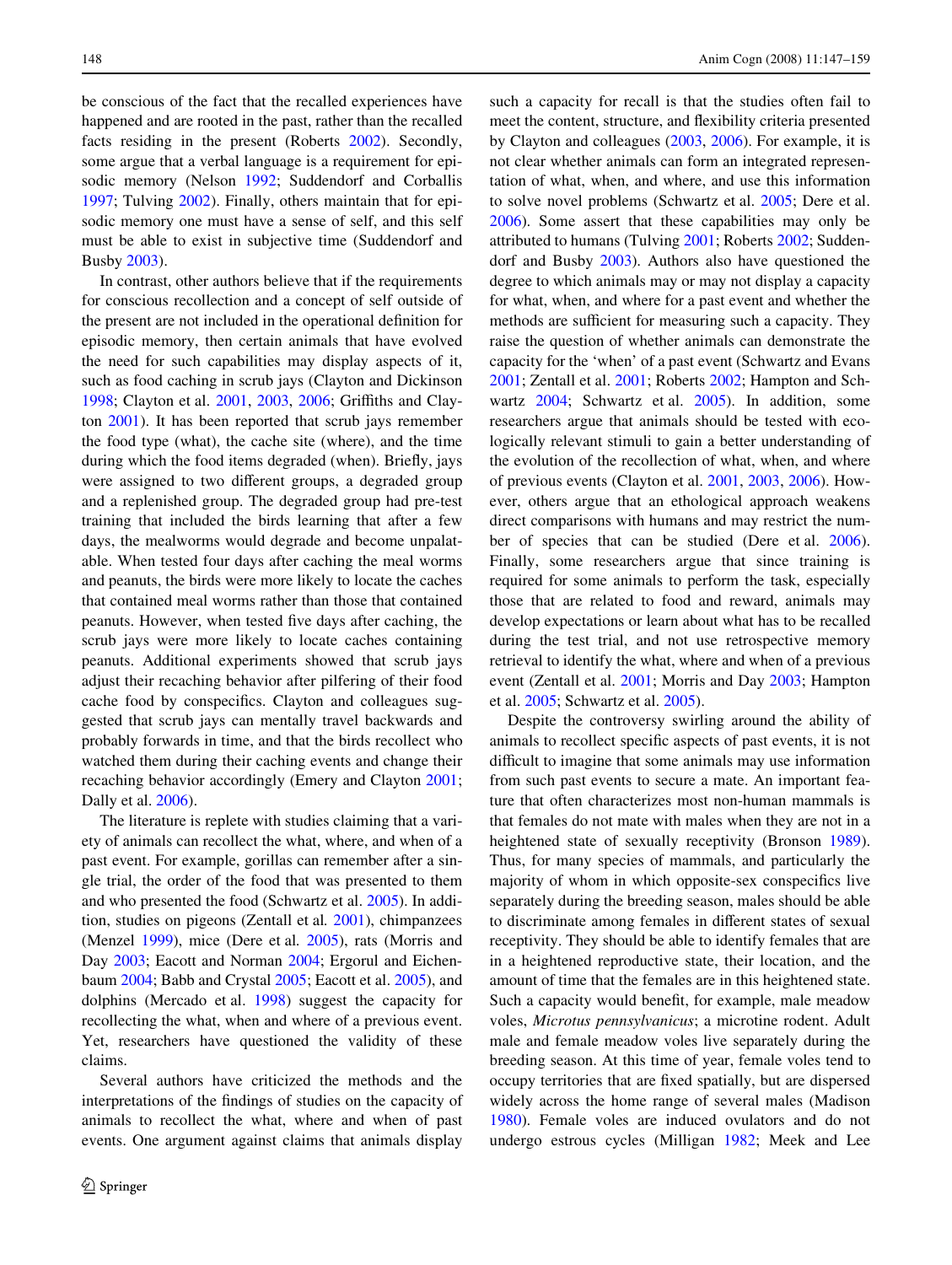be conscious of the fact that the recalled experiences have happened and are rooted in the past, rather than the recalled facts residing in the present (Roberts 2002). Secondly, some argue that a verbal language is a requirement for episodic memory (Nelson 1992; Suddendorf and Corballis 1997; Tulving 2002). Finally, others maintain that for episodic memory one must have a sense of self, and this self must be able to exist in subjective time (Suddendorf and Busby 2003).

In contrast, other authors believe that if the requirements for conscious recollection and a concept of self outside of the present are not included in the operational definition for episodic memory, then certain animals that have evolved the need for such capabilities may display aspects of it, such as food caching in scrub jays (Clayton and Dickinson 1998; Clayton et al. 2001, 2003, 2006; Griffiths and Clayton 2001). It has been reported that scrub jays remember the food type (what), the cache site (where), and the time during which the food items degraded (when). Briefly, jays were assigned to two different groups, a degraded group and a replenished group. The degraded group had pre-test training that included the birds learning that after a few days, the mealworms would degrade and become unpalatable. When tested four days after caching the meal worms and peanuts, the birds were more likely to locate the caches that contained meal worms rather than those that contained peanuts. However, when tested five days after caching, the scrub jays were more likely to locate caches containing peanuts. Additional experiments showed that scrub jays adjust their recaching behavior after pilfering of their food cache food by conspecifics. Clayton and colleagues suggested that scrub jays can mentally travel backwards and probably forwards in time, and that the birds recollect who watched them during their caching events and change their recaching behavior accordingly (Emery and Clayton 2001; Dally et al. 2006).

The literature is replete with studies claiming that a variety of animals can recollect the what, where, and when of a past event. For example, gorillas can remember after a single trial, the order of the food that was presented to them and who presented the food (Schwartz et al. 2005). In addition, studies on pigeons (Zentall et al. 2001), chimpanzees (Menzel 1999), mice (Dere et al. 2005), rats (Morris and Day 2003; Eacott and Norman 2004; Ergorul and Eichenbaum 2004; Babb and Crystal 2005; Eacott et al. 2005), and dolphins (Mercado et al. 1998) suggest the capacity for recollecting the what, when and where of a previous event. Yet, researchers have questioned the validity of these claims.

Several authors have criticized the methods and the interpretations of the findings of studies on the capacity of animals to recollect the what, where and when of past events. One argument against claims that animals display such a capacity for recall is that the studies often fail to meet the content, structure, and flexibility criteria presented by Clayton and colleagues (2003, 2006). For example, it is not clear whether animals can form an integrated representation of what, when, and where, and use this information to solve novel problems (Schwartz et al. 2005; Dere et al. 2006). Some assert that these capabilities may only be attributed to humans (Tulving 2001; Roberts 2002; Suddendorf and Busby 2003). Authors also have questioned the degree to which animals may or may not display a capacity for what, when, and where for a past event and whether the methods are sufficient for measuring such a capacity. They raise the question of whether animals can demonstrate the capacity for the 'when' of a past event (Schwartz and Evans 2001; Zentall et al. 2001; Roberts 2002; Hampton and Schwartz 2004; Schwartz et al. 2005). In addition, some researchers argue that animals should be tested with ecologically relevant stimuli to gain a better understanding of the evolution of the recollection of what, when, and where of previous events (Clayton et al. 2001, 2003, 2006). However, others argue that an ethological approach weakens direct comparisons with humans and may restrict the number of species that can be studied (Dere et al. 2006). Finally, some researchers argue that since training is required for some animals to perform the task, especially those that are related to food and reward, animals may develop expectations or learn about what has to be recalled during the test trial, and not use retrospective memory retrieval to identify the what, where and when of a previous event (Zentall et al. 2001; Morris and Day 2003; Hampton et al. 2005; Schwartz et al. 2005).

Despite the controversy swirling around the ability of animals to recollect specific aspects of past events, it is not difficult to imagine that some animals may use information from such past events to secure a mate. An important feature that often characterizes most non-human mammals is that females do not mate with males when they are not in a heightened state of sexually receptivity (Bronson 1989). Thus, for many species of mammals, and particularly the majority of whom in which opposite-sex conspecifics live separately during the breeding season, males should be able to discriminate among females in different states of sexual receptivity. They should be able to identify females that are in a heightened reproductive state, their location, and the amount of time that the females are in this heightened state. Such a capacity would benefit, for example, male meadow voles, *Microtus pennsylvanicus*; a microtine rodent. Adult male and female meadow voles live separately during the breeding season. At this time of year, female voles tend to occupy territories that are fixed spatially, but are dispersed widely across the home range of several males (Madison 1980). Female voles are induced ovulators and do not undergo estrous cycles (Milligan 1982; Meek and Lee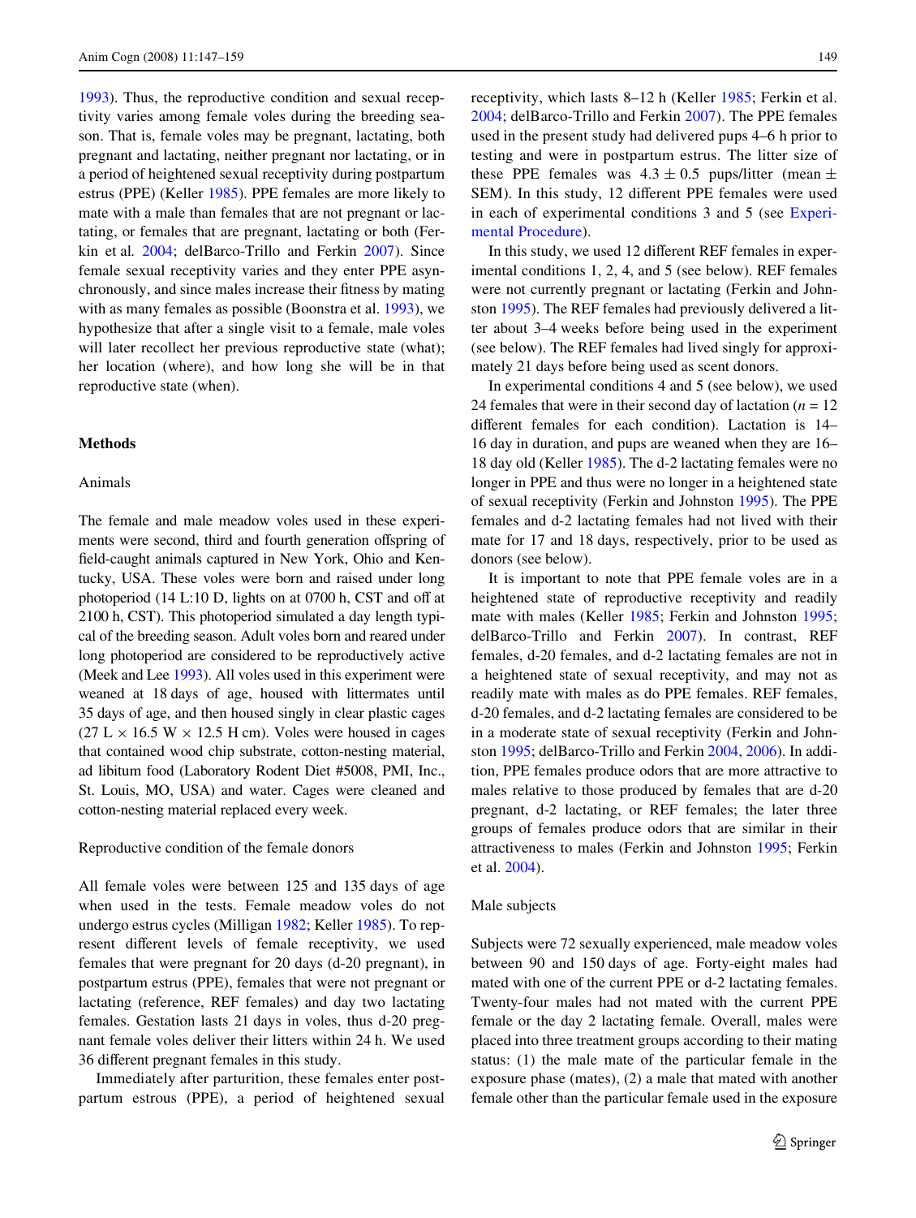1993). Thus, the reproductive condition and sexual receptivity varies among female voles during the breeding season. That is, female voles may be pregnant, lactating, both pregnant and lactating, neither pregnant nor lactating, or in a period of heightened sexual receptivity during postpartum estrus (PPE) (Keller 1985). PPE females are more likely to mate with a male than females that are not pregnant or lactating, or females that are pregnant, lactating or both (Ferkin et al. 2004; delBarco-Trillo and Ferkin 2007). Since female sexual receptivity varies and they enter PPE asynchronously, and since males increase their fitness by mating with as many females as possible (Boonstra et al. 1993), we hypothesize that after a single visit to a female, male voles will later recollect her previous reproductive state (what); her location (where), and how long she will be in that reproductive state (when).

## Methods

### Animals

The female and male meadow voles used in these experiments were second, third and fourth generation offspring of field-caught animals captured in New York, Ohio and Kentucky, USA. These voles were born and raised under long photoperiod (14 L:10 D, lights on at 0700 h, CST and off at 2100 h, CST). This photoperiod simulated a day length typical of the breeding season. Adult voles born and reared under long photoperiod are considered to be reproductively active (Meek and Lee 1993). All voles used in this experiment were weaned at 18 days of age, housed with littermates until 35 days of age, and then housed singly in clear plastic cages (27 L × 16.5 W × 12.5 H cm). Voles were housed in cages that contained wood chip substrate, cotton-nesting material, ad libitum food (Laboratory Rodent Diet #5008, PMI, Inc., St. Louis, MO, USA) and water. Cages were cleaned and cotton-nesting material replaced every week.

### Reproductive condition of the female donors

All female voles were between 125 and 135 days of age when used in the tests. Female meadow voles do not undergo estrus cycles (Milligan 1982; Keller 1985). To represent different levels of female receptivity, we used females that were pregnant for 20 days (d-20 pregnant), in postpartum estrus (PPE), females that were not pregnant or lactating (reference, REF females) and day two lactating females. Gestation lasts 21 days in voles, thus d-20 pregnant female voles deliver their litters within 24 h. We used 36 different pregnant females in this study.

Immediately after parturition, these females enter postpartum estrous (PPE), a period of heightened sexual receptivity, which lasts 8–12 h (Keller 1985; Ferkin et al. 2004; delBarco-Trillo and Ferkin 2007). The PPE females used in the present study had delivered pups 4–6 h prior to testing and were in postpartum estrus. The litter size of these PPE females was $4.3 \pm 0.5$ pups/litter (mean ± SEM). In this study, 12 different PPE females were used in each of experimental conditions 3 and 5 (see Experimental Procedure).

In this study, we used 12 different REF females in experimental conditions 1, 2, 4, and 5 (see below). REF females were not currently pregnant or lactating (Ferkin and Johnston 1995). The REF females had previously delivered a litter about 3–4 weeks before being used in the experiment (see below). The REF females had lived singly for approximately 21 days before being used as scent donors.

In experimental conditions 4 and 5 (see below), we used 24 females that were in their second day of lactation ($n = 12$ different females for each condition). Lactation is 14–16 day in duration, and pups are weaned when they are 16–18 day old (Keller 1985). The d-2 lactating females were no longer in PPE and thus were no longer in a heightened state of sexual receptivity (Ferkin and Johnston 1995). The PPE females and d-2 lactating females had not lived with their mate for 17 and 18 days, respectively, prior to be used as donors (see below).

It is important to note that PPE female voles are in a heightened state of reproductive receptivity and readily mate with males (Keller 1985; Ferkin and Johnston 1995; delBarco-Trillo and Ferkin 2007). In contrast, REF females, d-20 females, and d-2 lactating females are not in a heightened state of sexual receptivity, and may not as readily mate with males as do PPE females. REF females, d-20 females, and d-2 lactating females are considered to be in a moderate state of sexual receptivity (Ferkin and Johnston 1995; delBarco-Trillo and Ferkin 2004, 2006). In addition, PPE females produce odors that are more attractive to males relative to those produced by females that are d-20 pregnant, d-2 lactating, or REF females; the later three groups of females produce odors that are similar in their attractiveness to males (Ferkin and Johnston 1995; Ferkin et al. 2004).

### Male subjects

Subjects were 72 sexually experienced, male meadow voles between 90 and 150 days of age. Forty-eight males had mated with one of the current PPE or d-2 lactating females. Twenty-four males had not mated with the current PPE female or the day 2 lactating female. Overall, males were placed into three treatment groups according to their mating status: (1) the male mate of the particular female in the exposure phase (mates), (2) a male that mated with another female other than the particular female used in the exposure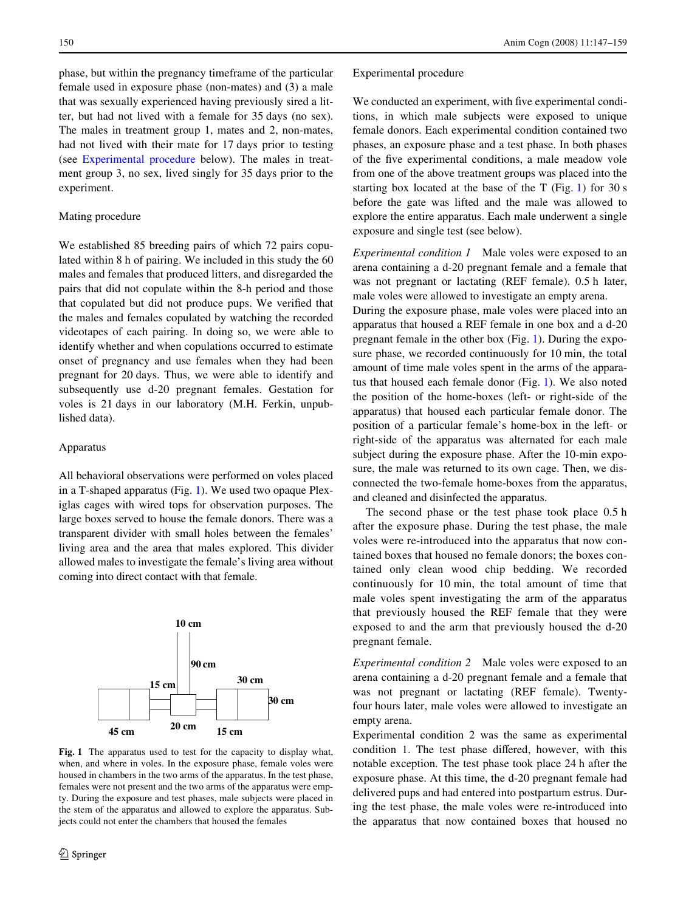phase, but within the pregnancy timeframe of the particular female used in exposure phase (non-mates) and (3) a male that was sexually experienced having previously sired a litter, but had not lived with a female for 35 days (no sex). The males in treatment group 1, mates and 2, non-mates, had not lived with their mate for 17 days prior to testing (see Experimental procedure below). The males in treatment group 3, no sex, lived singly for 35 days prior to the experiment.

### Mating procedure

We established 85 breeding pairs of which 72 pairs copulated within 8 h of pairing. We included in this study the 60 males and females that produced litters, and disregarded the pairs that did not copulate within the 8-h period and those that copulated but did not produce pups. We verified that the males and females copulated by watching the recorded videotapes of each pairing. In doing so, we were able to identify whether and when copulations occurred to estimate onset of pregnancy and use females when they had been pregnant for 20 days. Thus, we were able to identify and subsequently use d-20 pregnant females. Gestation for voles is 21 days in our laboratory (M.H. Ferkin, unpublished data).

### Apparatus

All behavioral observations were performed on voles placed in a T-shaped apparatus (Fig. 1). We used two opaque Plexiglas cages with wired tops for observation purposes. The large boxes served to house the female donors. There was a transparent divider with small holes between the females' living area and the area that males explored. This divider allowed males to investigate the female's living area without coming into direct contact with that female.

**Fig. 1** The apparatus used to test for the capacity to display what, when, and where in voles. In the exposure phase, female voles were housed in chambers in the two arms of the apparatus. In the test phase, females were not present and the two arms of the apparatus were empty. During the exposure and test phases, male subjects were placed in the stem of the apparatus and allowed to explore the apparatus. Subjects could not enter the chambers that housed the females

### Experimental procedure

We conducted an experiment, with five experimental conditions, in which male subjects were exposed to unique female donors. Each experimental condition contained two phases, an exposure phase and a test phase. In both phases of the five experimental conditions, a male meadow vole from one of the above treatment groups was placed into the starting box located at the base of the T (Fig. 1) for 30 s before the gate was lifted and the male was allowed to explore the entire apparatus. Each male underwent a single exposure and single test (see below).

*Experimental condition 1* Male voles were exposed to an arena containing a d-20 pregnant female and a female that was not pregnant or lactating (REF female). 0.5 h later, male voles were allowed to investigate an empty arena.

During the exposure phase, male voles were placed into an apparatus that housed a REF female in one box and a d-20 pregnant female in the other box (Fig. 1). During the exposure phase, we recorded continuously for 10 min, the total amount of time male voles spent in the arms of the apparatus that housed each female donor (Fig. 1). We also noted the position of the home-boxes (left- or right-side of the apparatus) that housed each particular female donor. The position of a particular female's home-box in the left- or right-side of the apparatus was alternated for each male subject during the exposure phase. After the 10-min exposure, the male was returned to its own cage. Then, we disconnected the two-female home-boxes from the apparatus, and cleaned and disinfected the apparatus.

The second phase or the test phase took place 0.5 h after the exposure phase. During the test phase, the male voles were re-introduced into the apparatus that now contained boxes that housed no female donors; the boxes contained only clean wood chip bedding. We recorded continuously for 10 min, the total amount of time that male voles spent investigating the arm of the apparatus that previously housed the REF female that they were exposed to and the arm that previously housed the d-20 pregnant female.

*Experimental condition 2* Male voles were exposed to an arena containing a d-20 pregnant female and a female that was not pregnant or lactating (REF female). Twenty-four hours later, male voles were allowed to investigate an empty arena.

Experimental condition 2 was the same as experimental condition 1. The test phase differed, however, with this notable exception. The test phase took place 24 h after the exposure phase. At this time, the d-20 pregnant female had delivered pups and had entered into postpartum estrus. During the test phase, the male voles were re-introduced into the apparatus that now contained boxes that housed no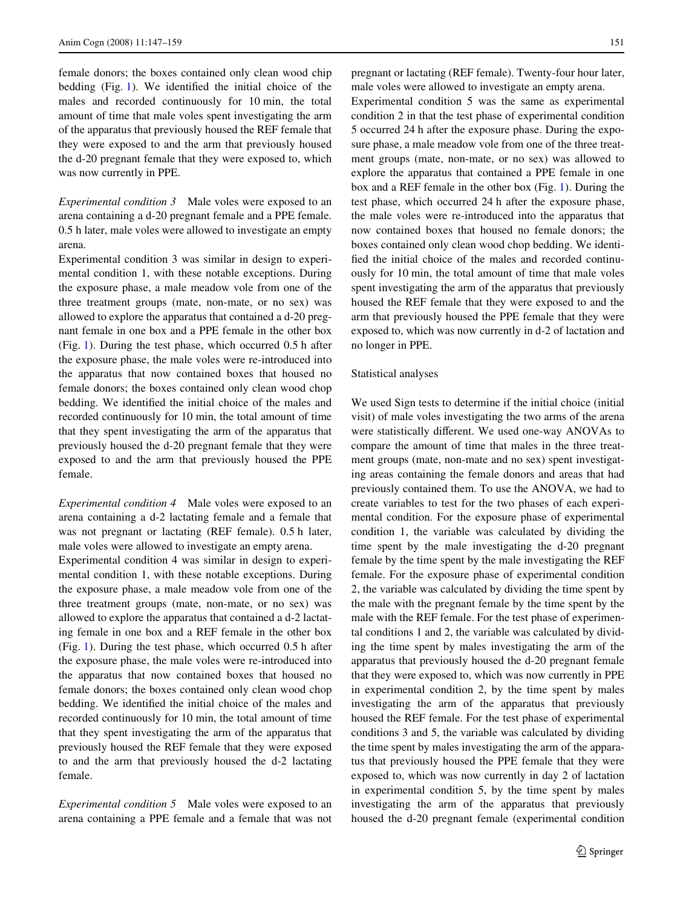female donors; the boxes contained only clean wood chip bedding (Fig. 1). We identified the initial choice of the males and recorded continuously for 10 min, the total amount of time that male voles spent investigating the arm of the apparatus that previously housed the REF female that they were exposed to and the arm that previously housed the d-20 pregnant female that they were exposed to, which was now currently in PPE.

*Experimental condition 3* Male voles were exposed to an arena containing a d-20 pregnant female and a PPE female. 0.5 h later, male voles were allowed to investigate an empty arena.

Experimental condition 3 was similar in design to experimental condition 1, with these notable exceptions. During the exposure phase, a male meadow vole from one of the three treatment groups (mate, non-mate, or no sex) was allowed to explore the apparatus that contained a d-20 pregnant female in one box and a PPE female in the other box (Fig. 1). During the test phase, which occurred 0.5 h after the exposure phase, the male voles were re-introduced into the apparatus that now contained boxes that housed no female donors; the boxes contained only clean wood chop bedding. We identified the initial choice of the males and recorded continuously for 10 min, the total amount of time that they spent investigating the arm of the apparatus that previously housed the d-20 pregnant female that they were exposed to and the arm that previously housed the PPE female.

*Experimental condition 4* Male voles were exposed to an arena containing a d-2 lactating female and a female that was not pregnant or lactating (REF female). 0.5 h later, male voles were allowed to investigate an empty arena.

Experimental condition 4 was similar in design to experimental condition 1, with these notable exceptions. During the exposure phase, a male meadow vole from one of the three treatment groups (mate, non-mate, or no sex) was allowed to explore the apparatus that contained a d-2 lactating female in one box and a REF female in the other box (Fig. 1). During the test phase, which occurred 0.5 h after the exposure phase, the male voles were re-introduced into the apparatus that now contained boxes that housed no female donors; the boxes contained only clean wood chop bedding. We identified the initial choice of the males and recorded continuously for 10 min, the total amount of time that they spent investigating the arm of the apparatus that previously housed the REF female that they were exposed to and the arm that previously housed the d-2 lactating female.

*Experimental condition 5* Male voles were exposed to an arena containing a PPE female and a female that was not pregnant or lactating (REF female). Twenty-four hour later, male voles were allowed to investigate an empty arena.

Experimental condition 5 was the same as experimental condition 2 in that the test phase of experimental condition 5 occurred 24 h after the exposure phase. During the exposure phase, a male meadow vole from one of the three treatment groups (mate, non-mate, or no sex) was allowed to explore the apparatus that contained a PPE female in one box and a REF female in the other box (Fig. 1). During the test phase, which occurred 24 h after the exposure phase, the male voles were re-introduced into the apparatus that now contained boxes that housed no female donors; the boxes contained only clean wood chop bedding. We identified the initial choice of the males and recorded continuously for 10 min, the total amount of time that male voles spent investigating the arm of the apparatus that previously housed the REF female that they were exposed to and the arm that previously housed the PPE female that they were exposed to, which was now currently in d-2 of lactation and no longer in PPE.

### Statistical analyses

We used Sign tests to determine if the initial choice (initial visit) of male voles investigating the two arms of the arena were statistically different. We used one-way ANOVAs to compare the amount of time that males in the three treatment groups (mate, non-mate and no sex) spent investigating areas containing the female donors and areas that had previously contained them. To use the ANOVA, we had to create variables to test for the two phases of each experimental condition. For the exposure phase of experimental condition 1, the variable was calculated by dividing the time spent by the male investigating the d-20 pregnant female by the time spent by the male investigating the REF female. For the exposure phase of experimental condition 2, the variable was calculated by dividing the time spent by the male with the pregnant female by the time spent by the male with the REF female. For the test phase of experimental conditions 1 and 2, the variable was calculated by dividing the time spent by males investigating the arm of the apparatus that previously housed the d-20 pregnant female that they were exposed to, which was now currently in PPE in experimental condition 2, by the time spent by males investigating the arm of the apparatus that previously housed the REF female. For the test phase of experimental conditions 3 and 5, the variable was calculated by dividing the time spent by males investigating the arm of the apparatus that previously housed the PPE female that they were exposed to, which was now currently in day 2 of lactation in experimental condition 5, by the time spent by males investigating the arm of the apparatus that previously housed the d-20 pregnant female (experimental condition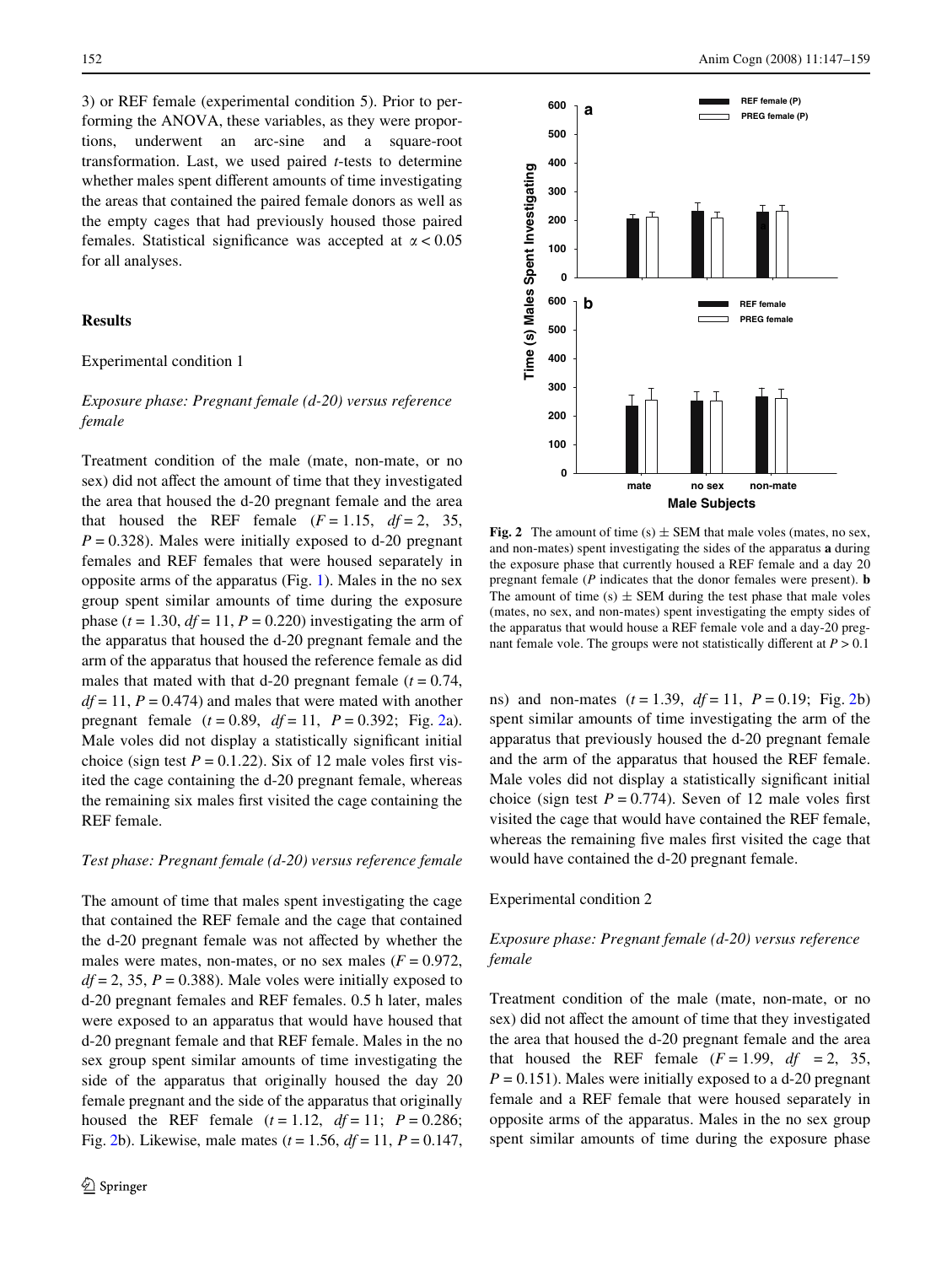3) or REF female (experimental condition 5). Prior to performing the ANOVA, these variables, as they were proportions, underwent an arc-sine and a square-root transformation. Last, we used paired *t*-tests to determine whether males spent different amounts of time investigating the areas that contained the paired female donors as well as the empty cages that had previously housed those paired females. Statistical significance was accepted at $\alpha < 0.05$ for all analyses.

## Results

### Experimental condition 1

#### *Exposure phase: Pregnant female (d-20) versus reference female*

Treatment condition of the male (mate, non-mate, or no sex) did not affect the amount of time that they investigated the area that housed the d-20 pregnant female and the area that housed the REF female ($F = 1.15$, $df = 2$, 35, $P = 0.328$). Males were initially exposed to d-20 pregnant females and REF females that were housed separately in opposite arms of the apparatus (Fig. 1). Males in the no sex group spent similar amounts of time during the exposure phase ($t = 1.30$, $df = 11$, $P = 0.220$) investigating the arm of the apparatus that housed the d-20 pregnant female and the arm of the apparatus that housed the reference female as did males that mated with that d-20 pregnant female ($t = 0.74$, $df = 11$, $P = 0.474$) and males that were mated with another pregnant female ($t = 0.89$, $df = 11$, $P = 0.392$; Fig. 2a). Male voles did not display a statistically significant initial choice (sign test $P = 0.1.22$). Six of 12 male voles first visited the cage containing the d-20 pregnant female, whereas the remaining six males first visited the cage containing the REF female.

#### *Test phase: Pregnant female (d-20) versus reference female*

The amount of time that males spent investigating the cage that contained the REF female and the cage that contained the d-20 pregnant female was not affected by whether the males were mates, non-mates, or no sex males ($F = 0.972$, $df = 2$, 35, $P = 0.388$). Male voles were initially exposed to d-20 pregnant females and REF females. 0.5 h later, males were exposed to an apparatus that would have housed that d-20 pregnant female and that REF female. Males in the no sex group spent similar amounts of time investigating the side of the apparatus that originally housed the day 20 female pregnant and the side of the apparatus that originally housed the REF female ($t = 1.12$, $df = 11$; $P = 0.286$; Fig. 2b). Likewise, male mates ($t = 1.56$, $df = 11$, $P = 0.147$, ns) and non-mates ($t = 1.39$, $df = 11$, $P = 0.19$; Fig. 2b) spent similar amounts of time investigating the arm of the apparatus that previously housed the d-20 pregnant female and the arm of the apparatus that housed the REF female. Male voles did not display a statistically significant initial choice (sign test $P = 0.774$). Seven of 12 male voles first visited the cage that would have contained the REF female, whereas the remaining five males first visited the cage that would have contained the d-20 pregnant female.

**Fig. 2** The amount of time (s) ± SEM that male voles (mates, no sex, and non-mates) spent investigating the sides of the apparatus **a** during the exposure phase that currently housed a REF female and a day 20 pregnant female (*P* indicates that the donor females were present). **b** The amount of time (s) ± SEM during the test phase that male voles (mates, no sex, and non-mates) spent investigating the empty sides of the apparatus that would house a REF female vole and a day-20 pregnant female vole. The groups were not statistically different at $P > 0.1$

### Experimental condition 2

#### *Exposure phase: Pregnant female (d-20) versus reference female*

Treatment condition of the male (mate, non-mate, or no sex) did not affect the amount of time that they investigated the area that housed the d-20 pregnant female and the area that housed the REF female ($F = 1.99$, $df = 2$, 35, $P = 0.151$). Males were initially exposed to a d-20 pregnant female and a REF female that were housed separately in opposite arms of the apparatus. Males in the no sex group spent similar amounts of time during the exposure phase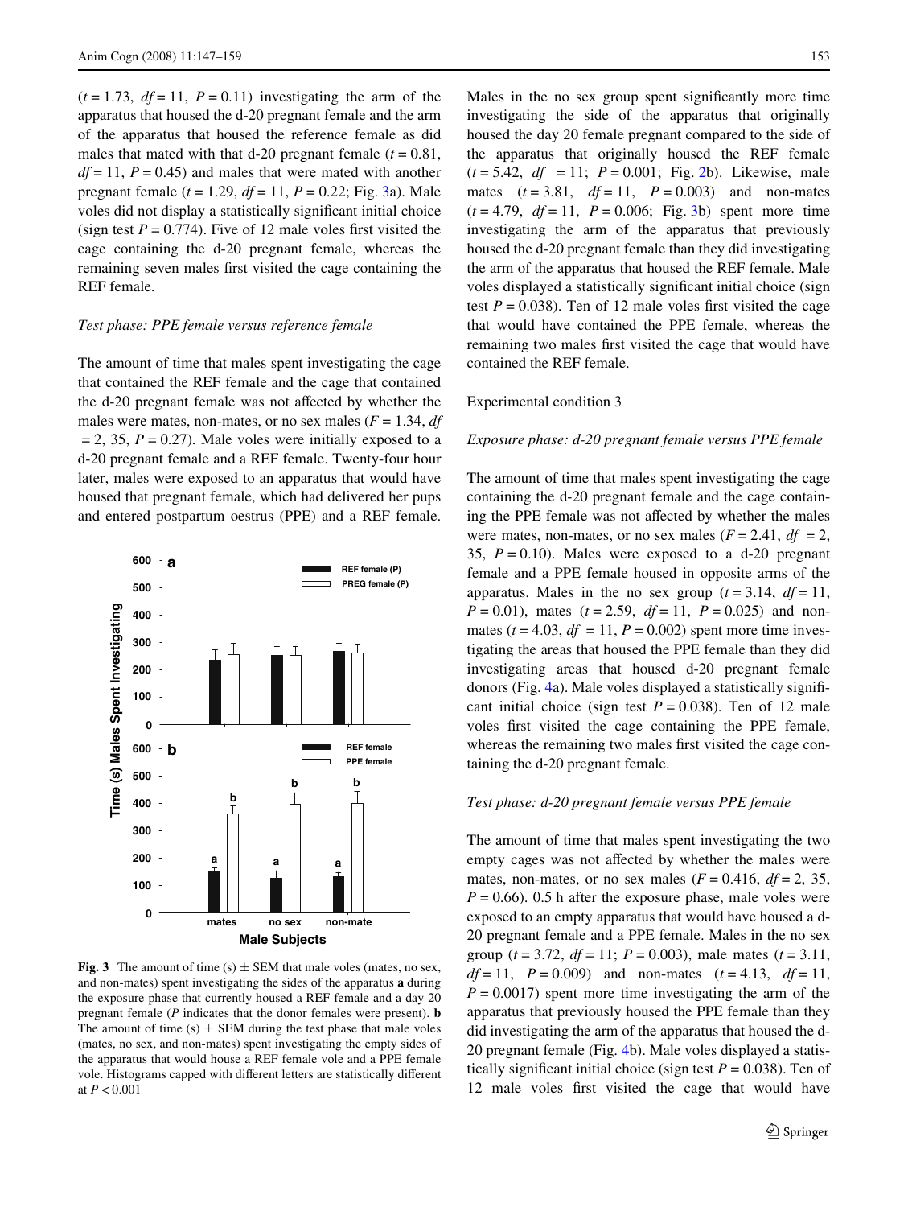($t = 1.73$, $df = 11$, $P = 0.11$) investigating the arm of the apparatus that housed the d-20 pregnant female and the arm of the apparatus that housed the reference female as did males that mated with that d-20 pregnant female ($t = 0.81$, $df = 11$, $P = 0.45$) and males that were mated with another pregnant female ($t = 1.29$, $df = 11$, $P = 0.22$; Fig. 3a). Male voles did not display a statistically significant initial choice (sign test $P = 0.774$). Five of 12 male voles first visited the cage containing the d-20 pregnant female, whereas the remaining seven males first visited the cage containing the REF female.

*Test phase: PPE female versus reference female*

The amount of time that males spent investigating the cage that contained the REF female and the cage that contained the d-20 pregnant female was not affected by whether the males were mates, non-mates, or no sex males ($F = 1.34$, $df = 2, 35$, $P = 0.27$). Male voles were initially exposed to a d-20 pregnant female and a REF female. Twenty-four hour later, males were exposed to an apparatus that would have housed that pregnant female, which had delivered her pups and entered postpartum oestrus (PPE) and a REF female.

**Fig. 3** The amount of time (s) ± SEM that male voles (mates, no sex, and non-mates) spent investigating the sides of the apparatus **a** during the exposure phase that currently housed a REF female and a day 20 pregnant female (*P* indicates that the donor females were present). **b** The amount of time (s) ± SEM during the test phase that male voles (mates, no sex, and non-mates) spent investigating the empty sides of the apparatus that would house a REF female vole and a PPE female vole. Histograms capped with different letters are statistically different at $P < 0.001$

Males in the no sex group spent significantly more time investigating the side of the apparatus that originally housed the day 20 female pregnant compared to the side of the apparatus that originally housed the REF female ($t = 5.42$, $df = 11$; $P = 0.001$; Fig. 2b). Likewise, male mates ($t = 3.81$, $df = 11$, $P = 0.003$) and non-mates ($t = 4.79$, $df = 11$, $P = 0.006$; Fig. 3b) spent more time investigating the arm of the apparatus that previously housed the d-20 pregnant female than they did investigating the arm of the apparatus that housed the REF female. Male voles displayed a statistically significant initial choice (sign test $P = 0.038$). Ten of 12 male voles first visited the cage that would have contained the PPE female, whereas the remaining two males first visited the cage that would have contained the REF female.

Experimental condition 3

*Exposure phase: d-20 pregnant female versus PPE female*

The amount of time that males spent investigating the cage containing the d-20 pregnant female and the cage containing the PPE female was not affected by whether the males were mates, non-mates, or no sex males ($F = 2.41$, $df = 2, 35$, $P = 0.10$). Males were exposed to a d-20 pregnant female and a PPE female housed in opposite arms of the apparatus. Males in the no sex group ($t = 3.14$, $df = 11$, $P = 0.01$), mates ($t = 2.59$, $df = 11$, $P = 0.025$) and non-mates ($t = 4.03$, $df = 11$, $P = 0.002$) spent more time investigating the areas that housed the PPE female than they did investigating areas that housed d-20 pregnant female donors (Fig. 4a). Male voles displayed a statistically significant initial choice (sign test $P = 0.038$). Ten of 12 male voles first visited the cage containing the PPE female, whereas the remaining two males first visited the cage containing the d-20 pregnant female.

*Test phase: d-20 pregnant female versus PPE female*

The amount of time that males spent investigating the two empty cages was not affected by whether the males were mates, non-mates, or no sex males ($F = 0.416$, $df = 2, 35$, $P = 0.66$). 0.5 h after the exposure phase, male voles were exposed to an empty apparatus that would have housed a d-20 pregnant female and a PPE female. Males in the no sex group ($t = 3.72$, $df = 11$; $P = 0.003$), male mates ($t = 3.11$, $df = 11$, $P = 0.009$) and non-mates ($t = 4.13$, $df = 11$, $P = 0.0017$) spent more time investigating the arm of the apparatus that previously housed the PPE female than they did investigating the arm of the apparatus that housed the d-20 pregnant female (Fig. 4b). Male voles displayed a statistically significant initial choice (sign test $P = 0.038$). Ten of 12 male voles first visited the cage that would have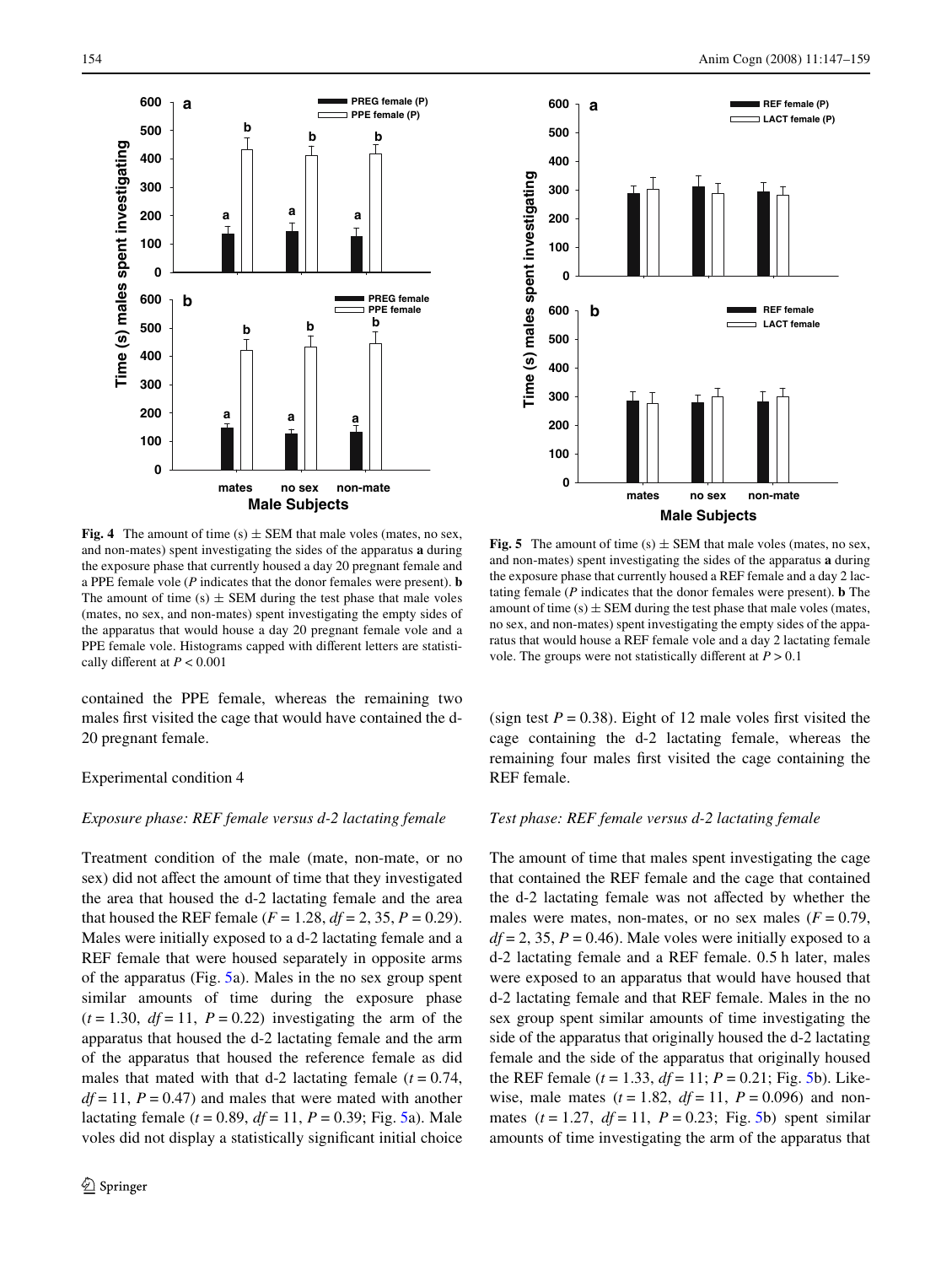**Fig. 4** The amount of time (s) ± SEM that male voles (mates, no sex, and non-mates) spent investigating the sides of the apparatus **a** during the exposure phase that currently housed a day 20 pregnant female and a PPE female vole (*P* indicates that the donor females were present). **b** The amount of time (s) ± SEM during the test phase that male voles (mates, no sex, and non-mates) spent investigating the empty sides of the apparatus that would house a day 20 pregnant female vole and a PPE female vole. Histograms capped with different letters are statistically different at $P < 0.001$

**Fig. 5** The amount of time (s) ± SEM that male voles (mates, no sex, and non-mates) spent investigating the sides of the apparatus **a** during the exposure phase that currently housed a REF female and a day 2 lactating female (*P* indicates that the donor females were present). **b** The amount of time (s) ± SEM during the test phase that male voles (mates, no sex, and non-mates) spent investigating the empty sides of the apparatus that would house a REF female vole and a day 2 lactating female vole. The groups were not statistically different at $P > 0.1$

contained the PPE female, whereas the remaining two males first visited the cage that would have contained the d-20 pregnant female.

Experimental condition 4

*Exposure phase: REF female versus d-2 lactating female*

Treatment condition of the male (mate, non-mate, or no sex) did not affect the amount of time that they investigated the area that housed the d-2 lactating female and the area that housed the REF female ($F = 1.28$, $df = 2, 35$, $P = 0.29$). Males were initially exposed to a d-2 lactating female and a REF female that were housed separately in opposite arms of the apparatus (Fig. 5a). Males in the no sex group spent similar amounts of time during the exposure phase ($t = 1.30$, $df = 11$, $P = 0.22$) investigating the arm of the apparatus that housed the d-2 lactating female and the arm of the apparatus that housed the reference female as did males that mated with that d-2 lactating female ($t = 0.74$, $df = 11$, $P = 0.47$) and males that were mated with another lactating female ($t = 0.89$, $df = 11$, $P = 0.39$; Fig. 5a). Male voles did not display a statistically significant initial choice (sign test $P = 0.38$). Eight of 12 male voles first visited the cage containing the d-2 lactating female, whereas the remaining four males first visited the cage containing the REF female.

*Test phase: REF female versus d-2 lactating female*

The amount of time that males spent investigating the cage that contained the REF female and the cage that contained the d-2 lactating female was not affected by whether the males were mates, non-mates, or no sex males ($F = 0.79$, $df = 2, 35$, $P = 0.46$). Male voles were initially exposed to a d-2 lactating female and a REF female. 0.5 h later, males were exposed to an apparatus that would have housed that d-2 lactating female and that REF female. Males in the no sex group spent similar amounts of time investigating the side of the apparatus that originally housed the d-2 lactating female and the side of the apparatus that originally housed the REF female ($t = 1.33$, $df = 11$; $P = 0.21$; Fig. 5b). Likewise, male mates ($t = 1.82$, $df = 11$, $P = 0.096$) and non-mates ($t = 1.27$, $df = 11$, $P = 0.23$; Fig. 5b) spent similar amounts of time investigating the arm of the apparatus that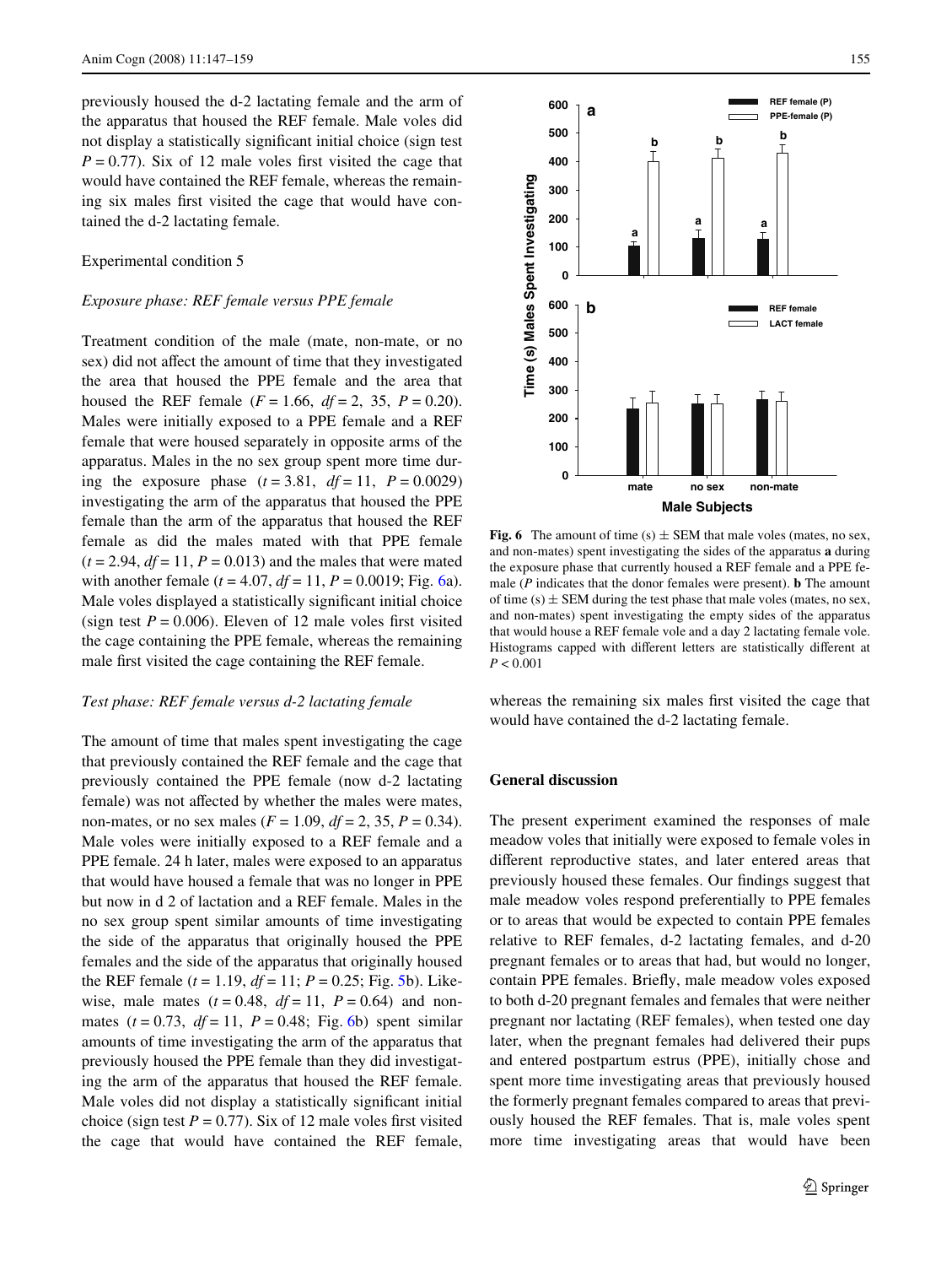previously housed the d-2 lactating female and the arm of the apparatus that housed the REF female. Male voles did not display a statistically significant initial choice (sign test $P = 0.77$). Six of 12 male voles first visited the cage that would have contained the REF female, whereas the remaining six males first visited the cage that would have contained the d-2 lactating female.

Experimental condition 5

*Exposure phase: REF female versus PPE female*

Treatment condition of the male (mate, non-mate, or no sex) did not affect the amount of time that they investigated the area that housed the PPE female and the area that housed the REF female ($F = 1.66$, $df = 2, 35$, $P = 0.20$). Males were initially exposed to a PPE female and a REF female that were housed separately in opposite arms of the apparatus. Males in the no sex group spent more time during the exposure phase ($t = 3.81$, $df = 11$, $P = 0.0029$) investigating the arm of the apparatus that housed the PPE female than the arm of the apparatus that housed the REF female as did the males mated with that PPE female ($t = 2.94$, $df = 11$, $P = 0.013$) and the males that were mated with another female ($t = 4.07$, $df = 11$, $P = 0.0019$; Fig. 6a). Male voles displayed a statistically significant initial choice (sign test $P = 0.006$). Eleven of 12 male voles first visited the cage containing the PPE female, whereas the remaining male first visited the cage containing the REF female.

*Test phase: REF female versus d-2 lactating female*

The amount of time that males spent investigating the cage that previously contained the REF female and the cage that previously contained the PPE female (now d-2 lactating female) was not affected by whether the males were mates, non-mates, or no sex males ($F = 1.09$, $df = 2, 35$, $P = 0.34$). Male voles were initially exposed to a REF female and a PPE female. 24 h later, males were exposed to an apparatus that would have housed a female that was no longer in PPE but now in d 2 of lactation and a REF female. Males in the no sex group spent similar amounts of time investigating the side of the apparatus that originally housed the PPE females and the side of the apparatus that originally housed the REF female ($t = 1.19$, $df = 11$; $P = 0.25$; Fig. 5b). Likewise, male mates ($t = 0.48$, $df = 11$, $P = 0.64$) and non-mates ($t = 0.73$, $df = 11$, $P = 0.48$; Fig. 6b) spent similar amounts of time investigating the arm of the apparatus that previously housed the PPE female than they did investigating the arm of the apparatus that housed the REF female. Male voles did not display a statistically significant initial choice (sign test $P = 0.77$). Six of 12 male voles first visited the cage that would have contained the REF female, whereas the remaining six males first visited the cage that would have contained the d-2 lactating female.

**Fig. 6** The amount of time (s) ± SEM that male voles (mates, no sex, and non-mates) spent investigating the sides of the apparatus **a** during the exposure phase that currently housed a REF female and a PPE female (*P* indicates that the donor females were present). **b** The amount of time (s) ± SEM during the test phase that male voles (mates, no sex, and non-mates) spent investigating the empty sides of the apparatus that would house a REF female vole and a day 2 lactating female vole. Histograms capped with different letters are statistically different at $P < 0.001$

## General discussion

The present experiment examined the responses of male meadow voles that initially were exposed to female voles in different reproductive states, and later entered areas that previously housed these females. Our findings suggest that male meadow voles respond preferentially to PPE females or to areas that would be expected to contain PPE females relative to REF females, d-2 lactating females, and d-20 pregnant females or to areas that had, but would no longer, contain PPE females. Briefly, male meadow voles exposed to both d-20 pregnant females and females that were neither pregnant nor lactating (REF females), when tested one day later, when the pregnant females had delivered their pups and entered postpartum estrus (PPE), initially chose and spent more time investigating areas that previously housed the formerly pregnant females compared to areas that previously housed the REF females. That is, male voles spent more time investigating areas that would have been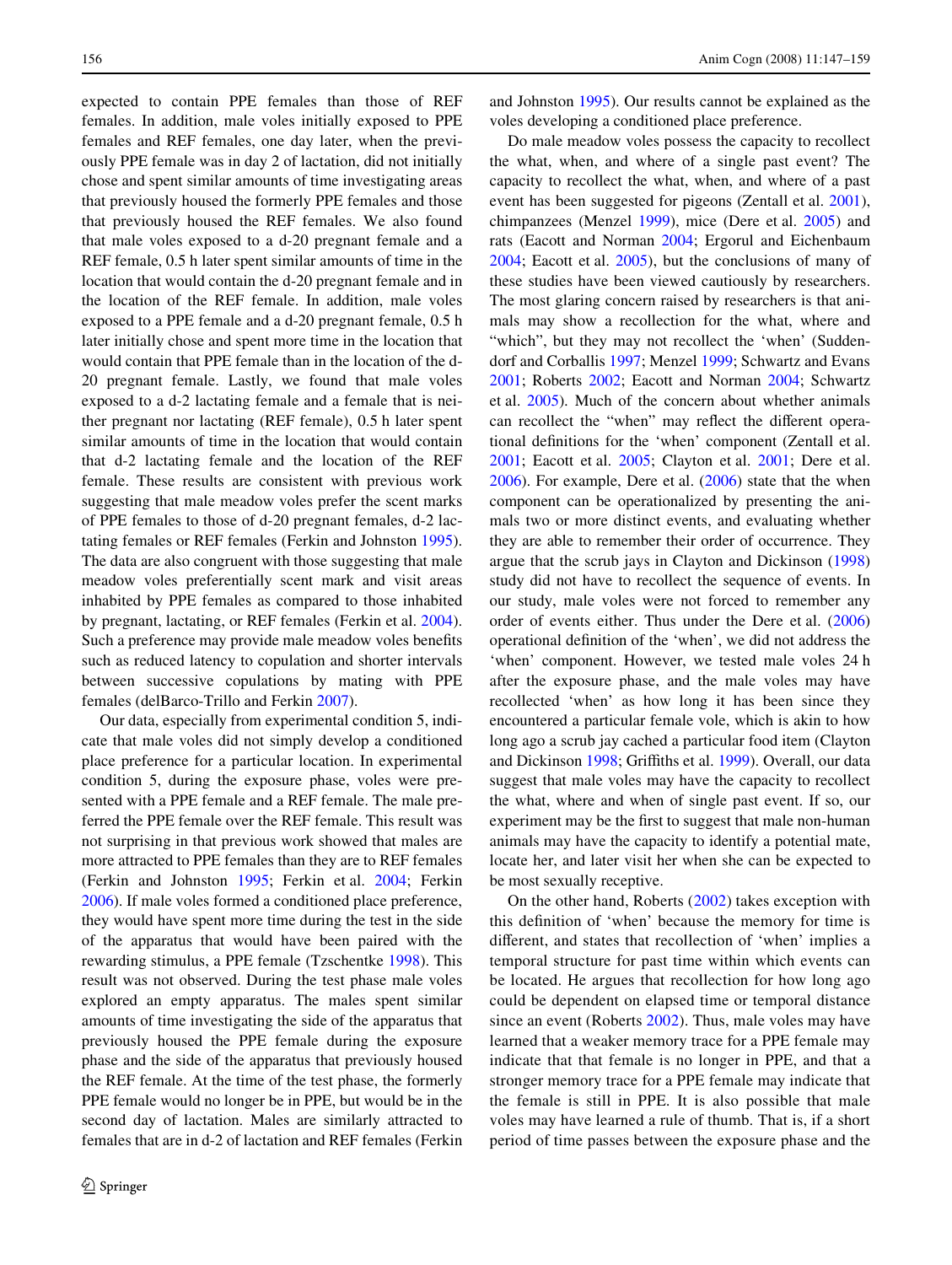expected to contain PPE females than those of REF females. In addition, male voles initially exposed to PPE females and REF females, one day later, when the previously PPE female was in day 2 of lactation, did not initially chose and spent similar amounts of time investigating areas that previously housed the formerly PPE females and those that previously housed the REF females. We also found that male voles exposed to a d-20 pregnant female and a REF female, 0.5 h later spent similar amounts of time in the location that would contain the d-20 pregnant female and in the location of the REF female. In addition, male voles exposed to a PPE female and a d-20 pregnant female, 0.5 h later initially chose and spent more time in the location that would contain that PPE female than in the location of the d-20 pregnant female. Lastly, we found that male voles exposed to a d-2 lactating female and a female that is neither pregnant nor lactating (REF female), 0.5 h later spent similar amounts of time in the location that would contain that d-2 lactating female and the location of the REF female. These results are consistent with previous work suggesting that male meadow voles prefer the scent marks of PPE females to those of d-20 pregnant females, d-2 lactating females or REF females (Ferkin and Johnston 1995). The data are also congruent with those suggesting that male meadow voles preferentially scent mark and visit areas inhabited by PPE females as compared to those inhabited by pregnant, lactating, or REF females (Ferkin et al. 2004). Such a preference may provide male meadow voles benefits such as reduced latency to copulation and shorter intervals between successive copulations by mating with PPE females (delBarco-Trillo and Ferkin 2007).

Our data, especially from experimental condition 5, indicate that male voles did not simply develop a conditioned place preference for a particular location. In experimental condition 5, during the exposure phase, voles were presented with a PPE female and a REF female. The male preferred the PPE female over the REF female. This result was not surprising in that previous work showed that males are more attracted to PPE females than they are to REF females (Ferkin and Johnston 1995; Ferkin et al. 2004; Ferkin 2006). If male voles formed a conditioned place preference, they would have spent more time during the test in the side of the apparatus that would have been paired with the rewarding stimulus, a PPE female (Tzschentke 1998). This result was not observed. During the test phase male voles explored an empty apparatus. The males spent similar amounts of time investigating the side of the apparatus that previously housed the PPE female during the exposure phase and the side of the apparatus that previously housed the REF female. At the time of the test phase, the formerly PPE female would no longer be in PPE, but would be in the second day of lactation. Males are similarly attracted to females that are in d-2 of lactation and REF females (Ferkin and Johnston 1995). Our results cannot be explained as the voles developing a conditioned place preference.

Do male meadow voles possess the capacity to recollect the what, when, and where of a single past event? The capacity to recollect the what, when, and where of a past event has been suggested for pigeons (Zentall et al. 2001), chimpanzees (Menzel 1999), mice (Dere et al. 2005) and rats (Eacott and Norman 2004; Ergorul and Eichenbaum 2004; Eacott et al. 2005), but the conclusions of many of these studies have been viewed cautiously by researchers. The most glaring concern raised by researchers is that animals may show a recollection for the what, where and "which", but they may not recollect the 'when' (Suddendorf and Corballis 1997; Menzel 1999; Schwartz and Evans 2001; Roberts 2002; Eacott and Norman 2004; Schwartz et al. 2005). Much of the concern about whether animals can recollect the "when" may reflect the different operational definitions for the 'when' component (Zentall et al. 2001; Eacott et al. 2005; Clayton et al. 2001; Dere et al. 2006). For example, Dere et al. (2006) state that the when component can be operationalized by presenting the animals two or more distinct events, and evaluating whether they are able to remember their order of occurrence. They argue that the scrub jays in Clayton and Dickinson (1998) study did not have to recollect the sequence of events. In our study, male voles were not forced to remember any order of events either. Thus under the Dere et al. (2006) operational definition of the 'when', we did not address the 'when' component. However, we tested male voles 24 h after the exposure phase, and the male voles may have recollected 'when' as how long it has been since they encountered a particular female vole, which is akin to how long ago a scrub jay cached a particular food item (Clayton and Dickinson 1998; Griffiths et al. 1999). Overall, our data suggest that male voles may have the capacity to recollect the what, where and when of single past event. If so, our experiment may be the first to suggest that male non-human animals may have the capacity to identify a potential mate, locate her, and later visit her when she can be expected to be most sexually receptive.

On the other hand, Roberts (2002) takes exception with this definition of 'when' because the memory for time is different, and states that recollection of 'when' implies a temporal structure for past time within which events can be located. He argues that recollection for how long ago could be dependent on elapsed time or temporal distance since an event (Roberts 2002). Thus, male voles may have learned that a weaker memory trace for a PPE female may indicate that that female is no longer in PPE, and that a stronger memory trace for a PPE female may indicate that the female is still in PPE. It is also possible that male voles may have learned a rule of thumb. That is, if a short period of time passes between the exposure phase and the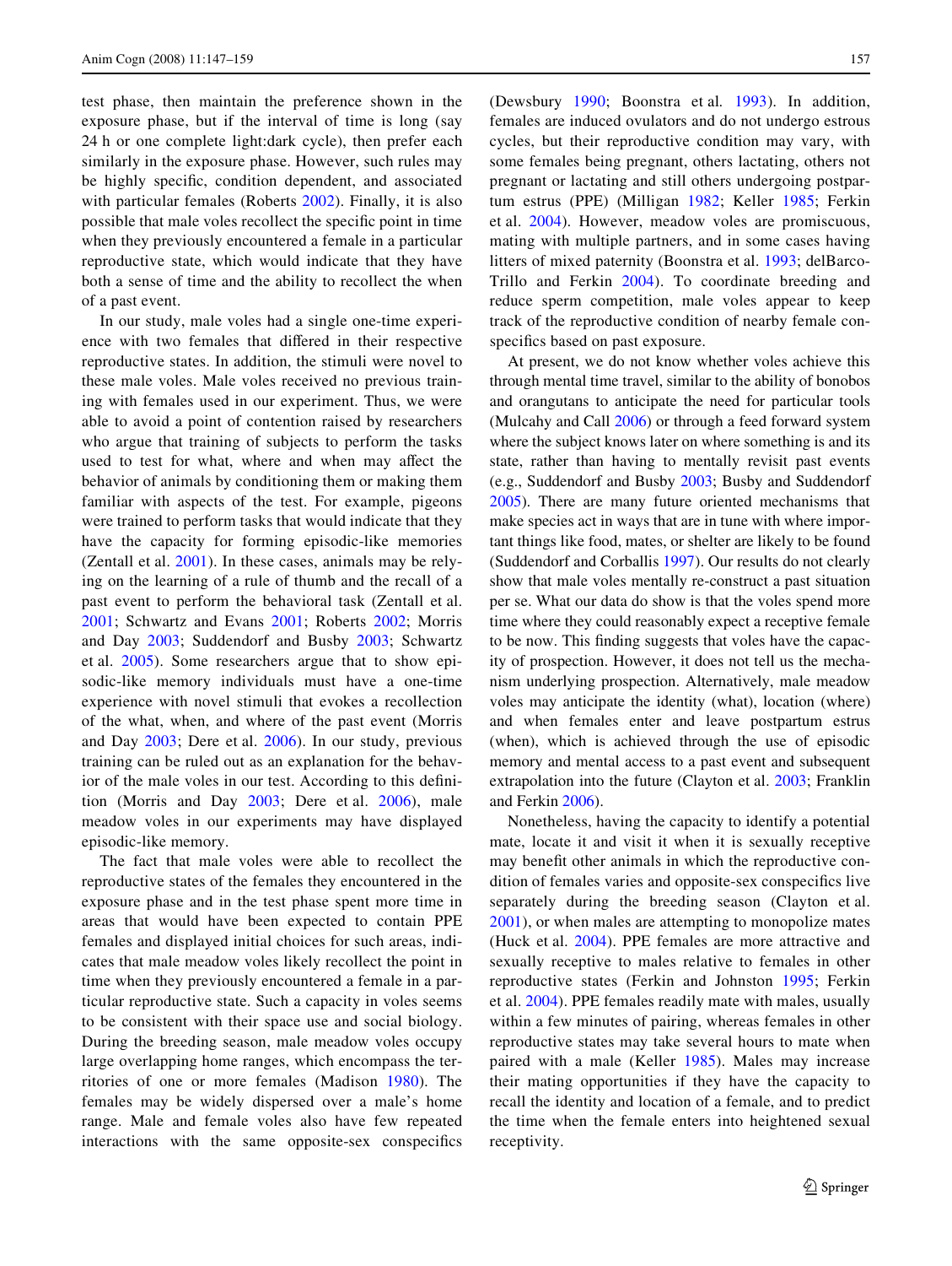test phase, then maintain the preference shown in the exposure phase, but if the interval of time is long (say 24 h or one complete light:dark cycle), then prefer each similarly in the exposure phase. However, such rules may be highly specific, condition dependent, and associated with particular females (Roberts 2002). Finally, it is also possible that male voles recollect the specific point in time when they previously encountered a female in a particular reproductive state, which would indicate that they have both a sense of time and the ability to recollect the when of a past event.

In our study, male voles had a single one-time experience with two females that differed in their respective reproductive states. In addition, the stimuli were novel to these male voles. Male voles received no previous training with females used in our experiment. Thus, we were able to avoid a point of contention raised by researchers who argue that training of subjects to perform the tasks used to test for what, where and when may affect the behavior of animals by conditioning them or making them familiar with aspects of the test. For example, pigeons were trained to perform tasks that would indicate that they have the capacity for forming episodic-like memories (Zentall et al. 2001). In these cases, animals may be relying on the learning of a rule of thumb and the recall of a past event to perform the behavioral task (Zentall et al. 2001; Schwartz and Evans 2001; Roberts 2002; Morris and Day 2003; Suddendorf and Busby 2003; Schwartz et al. 2005). Some researchers argue that to show episodic-like memory individuals must have a one-time experience with novel stimuli that evokes a recollection of the what, when, and where of the past event (Morris and Day 2003; Dere et al. 2006). In our study, previous training can be ruled out as an explanation for the behavior of the male voles in our test. According to this definition (Morris and Day 2003; Dere et al. 2006), male meadow voles in our experiments may have displayed episodic-like memory.

The fact that male voles were able to recollect the reproductive states of the females they encountered in the exposure phase and in the test phase spent more time in areas that would have been expected to contain PPE females and displayed initial choices for such areas, indicates that male meadow voles likely recollect the point in time when they previously encountered a female in a particular reproductive state. Such a capacity in voles seems to be consistent with their space use and social biology. During the breeding season, male meadow voles occupy large overlapping home ranges, which encompass the territories of one or more females (Madison 1980). The females may be widely dispersed over a male's home range. Male and female voles also have few repeated interactions with the same opposite-sex conspecifics (Dewsbury 1990; Boonstra et al. 1993). In addition, females are induced ovulators and do not undergo estrous cycles, but their reproductive condition may vary, with some females being pregnant, others lactating, others not pregnant or lactating and still others undergoing postpartum estrus (PPE) (Milligan 1982; Keller 1985; Ferkin et al. 2004). However, meadow voles are promiscuous, mating with multiple partners, and in some cases having litters of mixed paternity (Boonstra et al. 1993; delBarco-Trillo and Ferkin 2004). To coordinate breeding and reduce sperm competition, male voles appear to keep track of the reproductive condition of nearby female conspecifics based on past exposure.

At present, we do not know whether voles achieve this through mental time travel, similar to the ability of bonobos and orangutans to anticipate the need for particular tools (Mulcahy and Call 2006) or through a feed forward system where the subject knows later on where something is and its state, rather than having to mentally revisit past events (e.g., Suddendorf and Busby 2003; Busby and Suddendorf 2005). There are many future oriented mechanisms that make species act in ways that are in tune with where important things like food, mates, or shelter are likely to be found (Suddendorf and Corballis 1997). Our results do not clearly show that male voles mentally re-construct a past situation per se. What our data do show is that the voles spend more time where they could reasonably expect a receptive female to be now. This finding suggests that voles have the capacity of prospection. However, it does not tell us the mechanism underlying prospection. Alternatively, male meadow voles may anticipate the identity (what), location (where) and when females enter and leave postpartum estrus (when), which is achieved through the use of episodic memory and mental access to a past event and subsequent extrapolation into the future (Clayton et al. 2003; Franklin and Ferkin 2006).

Nonetheless, having the capacity to identify a potential mate, locate it and visit it when it is sexually receptive may benefit other animals in which the reproductive condition of females varies and opposite-sex conspecifics live separately during the breeding season (Clayton et al. 2001), or when males are attempting to monopolize mates (Huck et al. 2004). PPE females are more attractive and sexually receptive to males relative to females in other reproductive states (Ferkin and Johnston 1995; Ferkin et al. 2004). PPE females readily mate with males, usually within a few minutes of pairing, whereas females in other reproductive states may take several hours to mate when paired with a male (Keller 1985). Males may increase their mating opportunities if they have the capacity to recall the identity and location of a female, and to predict the time when the female enters into heightened sexual receptivity.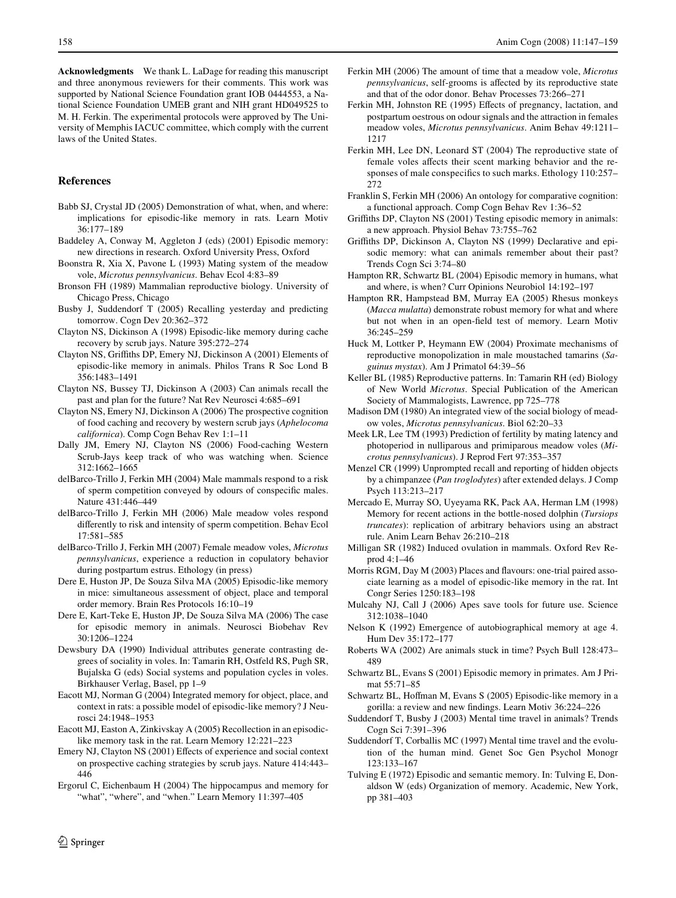**Acknowledgments** We thank L. LaDage for reading this manuscript and three anonymous reviewers for their comments. This work was supported by National Science Foundation grant IOB 0444553, a National Science Foundation UMEB grant and NIH grant HD049525 to M. H. Ferkin. The experimental protocols were approved by The University of Memphis IACUC committee, which comply with the current laws of the United States.

## References

Babb SJ, Crystal JD (2005) Demonstration of what, when, and where: implications for episodic-like memory in rats. Learn Motiv 36:177–189

Baddeley A, Conway M, Aggleton J (eds) (2001) Episodic memory: new directions in research. Oxford University Press, Oxford

Boonstra R, Xia X, Pavone L (1993) Mating system of the meadow vole, *Microtus pennsylvanicus*. Behav Ecol 4:83–89

Bronson FH (1989) Mammalian reproductive biology. University of Chicago Press, Chicago

Busby J, Suddendorf T (2005) Recalling yesterday and predicting tomorrow. Cogn Dev 20:362–372

Clayton NS, Dickinson A (1998) Episodic-like memory during cache recovery by scrub jays. Nature 395:272–274

Clayton NS, Griffiths DP, Emery NJ, Dickinson A (2001) Elements of episodic-like memory in animals. Philos Trans R Soc Lond B 356:1483–1491

Clayton NS, Bussey TJ, Dickinson A (2003) Can animals recall the past and plan for the future? Nat Rev Neurosci 4:685–691

Clayton NS, Emery NJ, Dickinson A (2006) The prospective cognition of food caching and recovery by western scrub jays (*Aphelocoma californica*). Comp Cogn Behav Rev 1:1–11

Dally JM, Emery NJ, Clayton NS (2006) Food-caching Western Scrub-Jays keep track of who was watching when. Science 312:1662–1665

delBarco-Trillo J, Ferkin MH (2004) Male mammals respond to a risk of sperm competition conveyed by odours of conspecific males. Nature 431:446–449

delBarco-Trillo J, Ferkin MH (2006) Male meadow voles respond differently to risk and intensity of sperm competition. Behav Ecol 17:581–585

delBarco-Trillo J, Ferkin MH (2007) Female meadow voles, *Microtus pennsylvanicus*, experience a reduction in copulatory behavior during postpartum estrus. Ethology (in press)

Dere E, Huston JP, De Souza Silva MA (2005) Episodic-like memory in mice: simultaneous assessment of object, place and temporal order memory. Brain Res Protocols 16:10–19

Dere E, Kart-Teke E, Huston JP, De Souza Silva MA (2006) The case for episodic memory in animals. Neurosci Biobehav Rev 30:1206–1224

Dewsbury DA (1990) Individual attributes generate contrasting degrees of sociality in voles. In: Tamarin RH, Ostfeld RS, Pugh SR, Bujalska G (eds) Social systems and population cycles in voles. Birkhauser Verlag, Basel, pp 1–9

Eacott MJ, Norman G (2004) Integrated memory for object, place, and context in rats: a possible model of episodic-like memory? J Neurosci 24:1948–1953

Eacott MJ, Easton A, Zinkivskay A (2005) Recollection in an episodic-like memory task in the rat. Learn Memory 12:221–223

Emery NJ, Clayton NS (2001) Effects of experience and social context on prospective caching strategies by scrub jays. Nature 414:443–446

Ergorul C, Eichenbaum H (2004) The hippocampus and memory for "what", "where", and "when." Learn Memory 11:397–405

Ferkin MH (2006) The amount of time that a meadow vole, *Microtus pennsylvanicus*, self-grooms is affected by its reproductive state and that of the odor donor. Behav Processes 73:266–271

Ferkin MH, Johnston RE (1995) Effects of pregnancy, lactation, and postpartum oestrous on odour signals and the attraction in females meadow voles, *Microtus pennsylvanicus*. Anim Behav 49:1211–1217

Ferkin MH, Lee DN, Leonard ST (2004) The reproductive state of female voles affects their scent marking behavior and the responses of male conspecifics to such marks. Ethology 110:257–272

Franklin S, Ferkin MH (2006) An ontology for comparative cognition: a functional approach. Comp Cogn Behav Rev 1:36–52

Griffiths DP, Clayton NS (2001) Testing episodic memory in animals: a new approach. Physiol Behav 73:755–762

Griffiths DP, Dickinson A, Clayton NS (1999) Declarative and episodic memory: what can animals remember about their past? Trends Cogn Sci 3:74–80

Hampton RR, Schwartz BL (2004) Episodic memory in humans, what and where, is when? Curr Opinions Neurobiol 14:192–197

Hampton RR, Hampstead BM, Murray EA (2005) Rhesus monkeys (*Macca mulatta*) demonstrate robust memory for what and where but not when in an open-field test of memory. Learn Motiv 36:245–259

Huck M, Lottker P, Heymann EW (2004) Proximate mechanisms of reproductive monopolization in male moustached tamarins (*Saguinus mystax*). Am J Primatol 64:39–56

Keller BL (1985) Reproductive patterns. In: Tamarin RH (ed) Biology of New World *Microtus*. Special Publication of the American Society of Mammalogists, Lawrence, pp 725–778

Madison DM (1980) An integrated view of the social biology of meadow voles, *Microtus pennsylvanicus*. Biol 62:20–33

Meek LR, Lee TM (1993) Prediction of fertility by mating latency and photoperiod in nulliparous and primiparous meadow voles (*Microtus pennsylvanicus*). J Reprod Fert 97:353–357

Menzel CR (1999) Unprompted recall and reporting of hidden objects by a chimpanzee (*Pan troglodytes*) after extended delays. J Comp Psych 113:213–217

Mercado E, Murray SO, Uyeyama RK, Pack AA, Herman LM (1998) Memory for recent actions in the bottle-nosed dolphin (*Tursiops truncates*): replication of arbitrary behaviors using an abstract rule. Anim Learn Behav 26:210–218

Milligan SR (1982) Induced ovulation in mammals. Oxford Rev Reprod 4:1–46

Morris RGM, Day M (2003) Places and flavours: one-trial paired associate learning as a model of episodic-like memory in the rat. Int Congr Series 1250:183–198

Mulcahy NJ, Call J (2006) Apes save tools for future use. Science 312:1038–1040

Nelson K (1992) Emergence of autobiographical memory at age 4. Hum Dev 35:172–177

Roberts WA (2002) Are animals stuck in time? Psych Bull 128:473–489

Schwartz BL, Evans S (2001) Episodic memory in primates. Am J Primat 55:71–85

Schwartz BL, Hoffman M, Evans S (2005) Episodic-like memory in a gorilla: a review and new findings. Learn Motiv 36:224–226

Suddendorf T, Busby J (2003) Mental time travel in animals? Trends Cogn Sci 7:391–396

Suddendorf T, Corballis MC (1997) Mental time travel and the evolution of the human mind. Genet Soc Gen Psychol Monogr 123:133–167

Tulving E (1972) Episodic and semantic memory. In: Tulving E, Donaldson W (eds) Organization of memory. Academic, New York, pp 381–403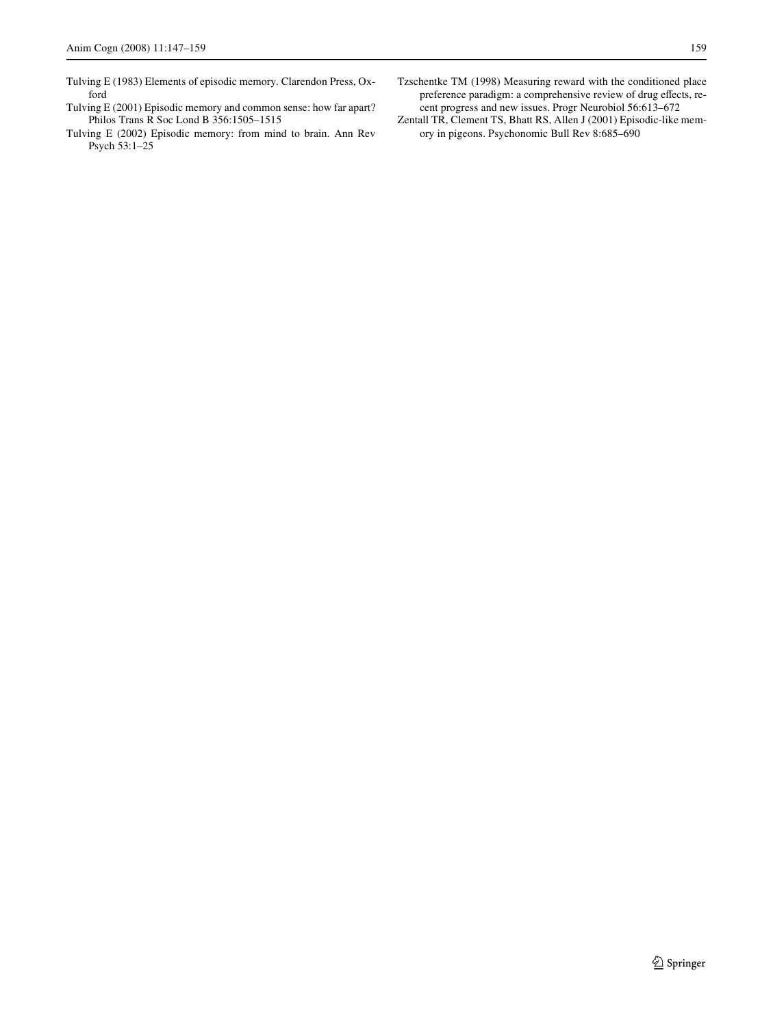Tulving E (1983) Elements of episodic memory. Clarendon Press, Oxford

Tulving E (2001) Episodic memory and common sense: how far apart? Philos Trans R Soc Lond B 356:1505–1515

Tulving E (2002) Episodic memory: from mind to brain. Ann Rev Psych 53:1–25

Tzschentke TM (1998) Measuring reward with the conditioned place preference paradigm: a comprehensive review of drug effects, recent progress and new issues. Progr Neurobiol 56:613–672

Zentall TR, Clement TS, Bhatt RS, Allen J (2001) Episodic-like memory in pigeons. Psychonomic Bull Rev 8:685–690